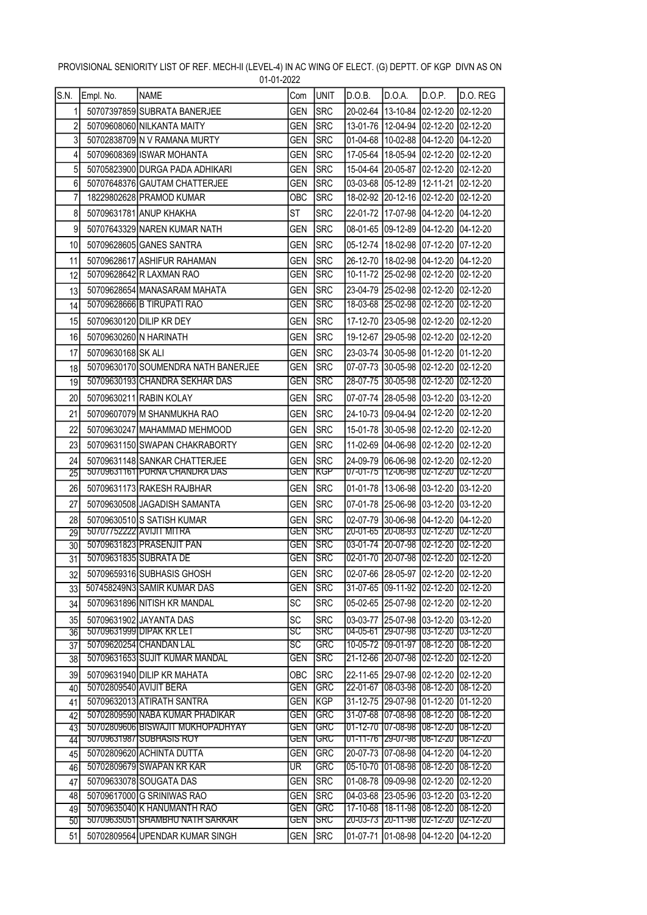PROVISIONAL SENIORITY LIST OF REF. MECH-II (LEVEL-4) IN AC WING OF ELECT. (G) DEPTT. OF KGP DIVN AS ON 01-01-2022

| S.N. | Empl. No. | NAME | Com | UNIT | D.O.B. | D.O.A. | D.O.P. | D.O. REG |
|---|---|---|---|---|---|---|---|---|
| 1 | 50707397859 | SUBRATA BANERJEE | GEN | SRC | 20-02-64 | 13-10-84 | 02-12-20 | 02-12-20 |
| 2 | 50709608060 | NILKANTA MAITY | GEN | SRC | 13-01-76 | 12-04-94 | 02-12-20 | 02-12-20 |
| 3 | 50702838709 | N V RAMANA MURTY | GEN | SRC | 01-04-68 | 10-02-88 | 04-12-20 | 04-12-20 |
| 4 | 50709608369 | ISWAR MOHANTA | GEN | SRC | 17-05-64 | 18-05-94 | 02-12-20 | 02-12-20 |
| 5 | 50705823900 | DURGA PADA ADHIKARI | GEN | SRC | 15-04-64 | 20-05-87 | 02-12-20 | 02-12-20 |
| 6 | 50707648376 | GAUTAM CHATTERJEE | GEN | SRC | 03-03-68 | 05-12-89 | 12-11-21 | 02-12-20 |
| 7 | 18229802628 | PRAMOD KUMAR | OBC | SRC | 18-02-92 | 20-12-16 | 02-12-20 | 02-12-20 |
| 8 | 50709631781 | ANUP KHAKHA | ST | SRC | 22-01-72 | 17-07-98 | 04-12-20 | 04-12-20 |
| 9 | 50707643329 | NAREN KUMAR NATH | GEN | SRC | 08-01-65 | 09-12-89 | 04-12-20 | 04-12-20 |
| 10 | 50709628605 | GANES SANTRA | GEN | SRC | 05-12-74 | 18-02-98 | 07-12-20 | 07-12-20 |
| 11 | 50709628617 | ASHIFUR RAHAMAN | GEN | SRC | 26-12-70 | 18-02-98 | 04-12-20 | 04-12-20 |
| 12 | 50709628642 | R LAXMAN RAO | GEN | SRC | 10-11-72 | 25-02-98 | 02-12-20 | 02-12-20 |
| 13 | 50709628654 | MANASARAM MAHATA | GEN | SRC | 23-04-79 | 25-02-98 | 02-12-20 | 02-12-20 |
| 14 | 50709628666 | B TIRUPATI RAO | GEN | SRC | 18-03-68 | 25-02-98 | 02-12-20 | 02-12-20 |
| 15 | 50709630120 | DILIP KR DEY | GEN | SRC | 17-12-70 | 23-05-98 | 02-12-20 | 02-12-20 |
| 16 | 50709630260 | N HARINATH | GEN | SRC | 19-12-67 | 29-05-98 | 02-12-20 | 02-12-20 |
| 17 | 50709630168 | SK ALI | GEN | SRC | 23-03-74 | 30-05-98 | 01-12-20 | 01-12-20 |
| 18 | 50709630170 | SOUMENDRA NATH BANERJEE | GEN | SRC | 07-07-73 | 30-05-98 | 02-12-20 | 02-12-20 |
| 19 | 50709630193 | CHANDRA SEKHAR DAS | GEN | SRC | 28-07-75 | 30-05-98 | 02-12-20 | 02-12-20 |
| 20 | 50709630211 | RABIN KOLAY | GEN | SRC | 07-07-74 | 28-05-98 | 03-12-20 | 03-12-20 |
| 21 | 50709607079 | M SHANMUKHA RAO | GEN | SRC | 24-10-73 | 09-04-94 | 02-12-20 | 02-12-20 |
| 22 | 50709630247 | MAHAMMAD MEHMOOD | GEN | SRC | 15-01-78 | 30-05-98 | 02-12-20 | 02-12-20 |
| 23 | 50709631150 | SWAPAN CHAKRABORTY | GEN | SRC | 11-02-69 | 04-06-98 | 02-12-20 | 02-12-20 |
| 24 | 50709631148 | SANKAR CHATTERJEE | GEN | SRC | 24-09-79 | 06-06-98 | 02-12-20 | 02-12-20 |
| 25 | 50709631161 | PURNA CHANDRA DAS | GEN | KGP | 07-01-75 | 12-06-98 | 02-12-20 | 02-12-20 |
| 26 | 50709631173 | RAKESH RAJBHAR | GEN | SRC | 01-01-78 | 13-06-98 | 03-12-20 | 03-12-20 |
| 27 | 50709630508 | JAGADISH SAMANTA | GEN | SRC | 07-01-78 | 25-06-98 | 03-12-20 | 03-12-20 |
| 28 | 50709630510 | S SATISH KUMAR | GEN | SRC | 02-07-79 | 30-06-98 | 04-12-20 | 04-12-20 |
| 29 | 50707752222 | AVIJIT MITRA | GEN | SRC | 20-01-65 | 20-08-93 | 02-12-20 | 02-12-20 |
| 30 | 50709631823 | PRASENJIT PAN | GEN | SRC | 03-01-74 | 20-07-98 | 02-12-20 | 02-12-20 |
| 31 | 50709631835 | SUBRATA DE | GEN | SRC | 02-01-70 | 20-07-98 | 02-12-20 | 02-12-20 |
| 32 | 50709659316 | SUBHASIS GHOSH | GEN | SRC | 02-07-66 | 28-05-97 | 02-12-20 | 02-12-20 |
| 33 | 507458249N3 | SAMIR KUMAR DAS | GEN | SRC | 31-07-65 | 09-11-92 | 02-12-20 | 02-12-20 |
| 34 | 50709631896 | NITISH KR MANDAL | SC | SRC | 05-02-65 | 25-07-98 | 02-12-20 | 02-12-20 |
| 35 | 50709631902 | JAYANTA DAS | SC | SRC | 03-03-77 | 25-07-98 | 03-12-20 | 03-12-20 |
| 36 | 50709631999 | DIPAK KR LET | SC | SRC | 04-05-61 | 29-07-98 | 03-12-20 | 03-12-20 |
| 37 | 50709620254 | CHANDAN LAL | SC | GRC | 10-05-72 | 09-01-97 | 08-12-20 | 08-12-20 |
| 38 | 50709631653 | SUJIT KUMAR MANDAL | GEN | SRC | 21-12-66 | 20-07-98 | 02-12-20 | 02-12-20 |
| 39 | 50709631940 | DILIP KR MAHATA | OBC | SRC | 22-11-65 | 29-07-98 | 02-12-20 | 02-12-20 |
| 40 | 50702809540 | AVIJIT BERA | GEN | GRC | 22-01-67 | 08-03-98 | 08-12-20 | 08-12-20 |
| 41 | 50709632013 | ATIRATH SANTRA | GEN | KGP | 31-12-75 | 29-07-98 | 01-12-20 | 01-12-20 |
| 42 | 50702809590 | NABA KUMAR PHADIKAR | GEN | GRC | 31-07-68 | 07-08-98 | 08-12-20 | 08-12-20 |
| 43 | 50702809606 | BISWAJIT MUKHOPADHYAY | GEN | GRC | 01-12-70 | 07-08-98 | 08-12-20 | 08-12-20 |
| 44 | 50709631987 | SUBHASIS ROY | GEN | GRC | 01-11-76 | 29-07-98 | 08-12-20 | 08-12-20 |
| 45 | 50702809620 | ACHINTA DUTTA | GEN | GRC | 20-07-73 | 07-08-98 | 04-12-20 | 04-12-20 |
| 46 | 50702809679 | SWAPAN KR KAR | UR | GRC | 05-10-70 | 01-08-98 | 08-12-20 | 08-12-20 |
| 47 | 50709633078 | SOUGATA DAS | GEN | SRC | 01-08-78 | 09-09-98 | 02-12-20 | 02-12-20 |
| 48 | 50709617000 | G SRINIWAS RAO | GEN | SRC | 04-03-68 | 23-05-96 | 03-12-20 | 03-12-20 |
| 49 | 50709635040 | K HANUMANTH RAO | GEN | GRC | 17-10-68 | 18-11-98 | 08-12-20 | 08-12-20 |
| 50 | 50709635051 | SHAMBHU NATH SARKAR | GEN | SRC | 20-03-73 | 20-11-98 | 02-12-20 | 02-12-20 |
| 51 | 50702809564 | UPENDAR KUMAR SINGH | GEN | SRC | 01-07-71 | 01-08-98 | 04-12-20 | 04-12-20 |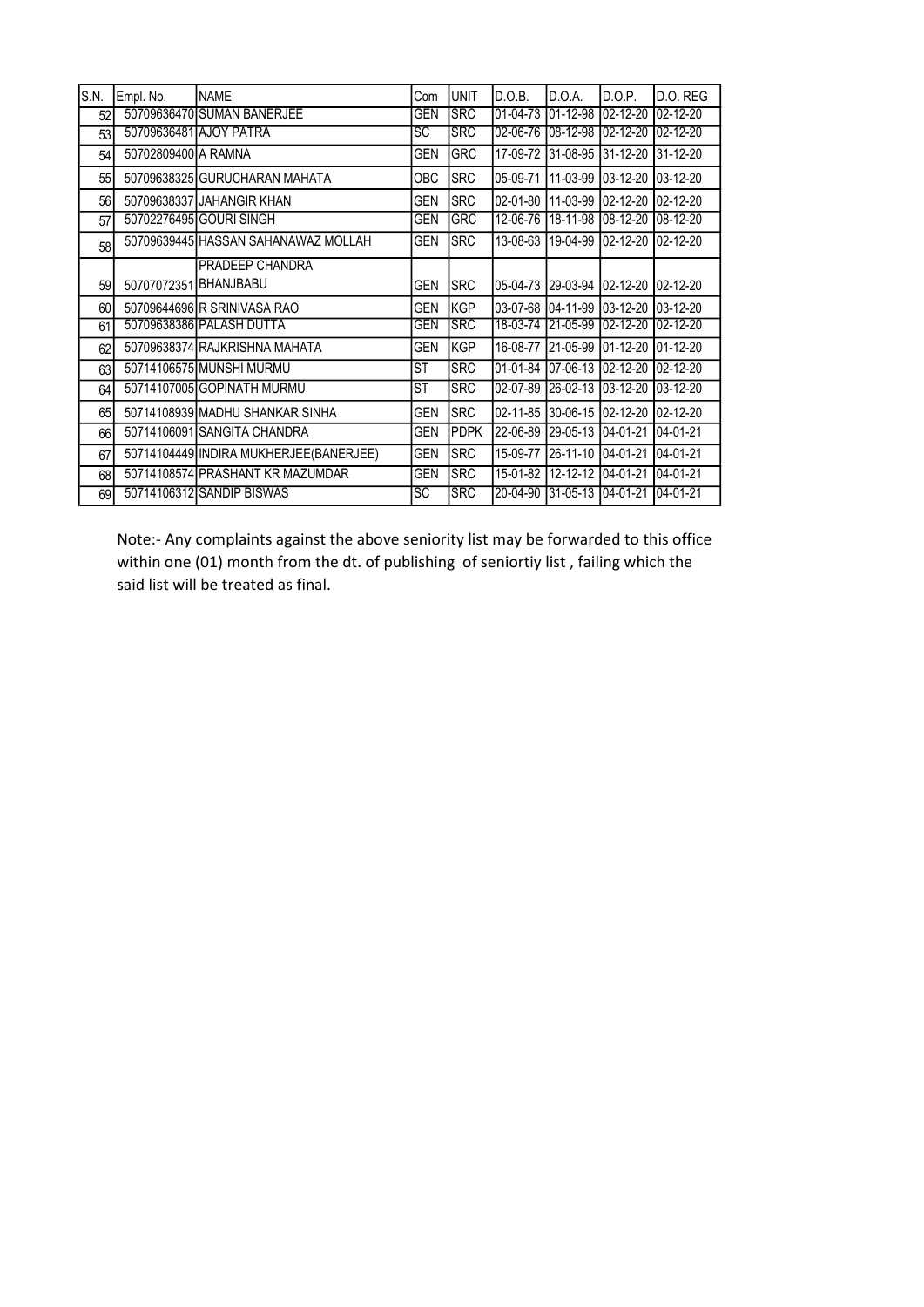| S.N. | Empl. No. | NAME | Com | UNIT | D.O.B. | D.O.A. | D.O.P. | D.O. REG |
|---|---|---|---|---|---|---|---|---|
| 52 | 50709636470 | SUMAN BANERJEE | GEN | SRC | 01-04-73 | 01-12-98 | 02-12-20 | 02-12-20 |
| 53 | 50709636481 | AJOY PATRA | SC | SRC | 02-06-76 | 08-12-98 | 02-12-20 | 02-12-20 |
| 54 | 50702809400 | A RAMNA | GEN | GRC | 17-09-72 | 31-08-95 | 31-12-20 | 31-12-20 |
| 55 | 50709638325 | GURUCHARAN MAHATA | OBC | SRC | 05-09-71 | 11-03-99 | 03-12-20 | 03-12-20 |
| 56 | 50709638337 | JAHANGIR KHAN | GEN | SRC | 02-01-80 | 11-03-99 | 02-12-20 | 02-12-20 |
| 57 | 50702276495 | GOURI SINGH | GEN | GRC | 12-06-76 | 18-11-98 | 08-12-20 | 08-12-20 |
| 58 | 50709639445 | HASSAN SAHANAWAZ MOLLAH | GEN | SRC | 13-08-63 | 19-04-99 | 02-12-20 | 02-12-20 |
| 59 | 50707072351 | PRADEEP CHANDRA BHANJBABU | GEN | SRC | 05-04-73 | 29-03-94 | 02-12-20 | 02-12-20 |
| 60 | 50709644696 | R SRINIVASA RAO | GEN | KGP | 03-07-68 | 04-11-99 | 03-12-20 | 03-12-20 |
| 61 | 50709638386 | PALASH DUTTA | GEN | SRC | 18-03-74 | 21-05-99 | 02-12-20 | 02-12-20 |
| 62 | 50709638374 | RAJKRISHNA MAHATA | GEN | KGP | 16-08-77 | 21-05-99 | 01-12-20 | 01-12-20 |
| 63 | 50714106575 | MUNSHI MURMU | ST | SRC | 01-01-84 | 07-06-13 | 02-12-20 | 02-12-20 |
| 64 | 50714107005 | GOPINATH MURMU | ST | SRC | 02-07-89 | 26-02-13 | 03-12-20 | 03-12-20 |
| 65 | 50714108939 | MADHU SHANKAR SINHA | GEN | SRC | 02-11-85 | 30-06-15 | 02-12-20 | 02-12-20 |
| 66 | 50714106091 | SANGITA CHANDRA | GEN | PDPK | 22-06-89 | 29-05-13 | 04-01-21 | 04-01-21 |
| 67 | 50714104449 | INDIRA MUKHERJEE(BANERJEE) | GEN | SRC | 15-09-77 | 26-11-10 | 04-01-21 | 04-01-21 |
| 68 | 50714108574 | PRASHANT KR MAZUMDAR | GEN | SRC | 15-01-82 | 12-12-12 | 04-01-21 | 04-01-21 |
| 69 | 50714106312 | SANDIP BISWAS | SC | SRC | 20-04-90 | 31-05-13 | 04-01-21 | 04-01-21 |

Note:- Any complaints against the above seniority list may be forwarded to this office within one (01) month from the dt. of publishing of seniortiy list , failing which the said list will be treated as final.